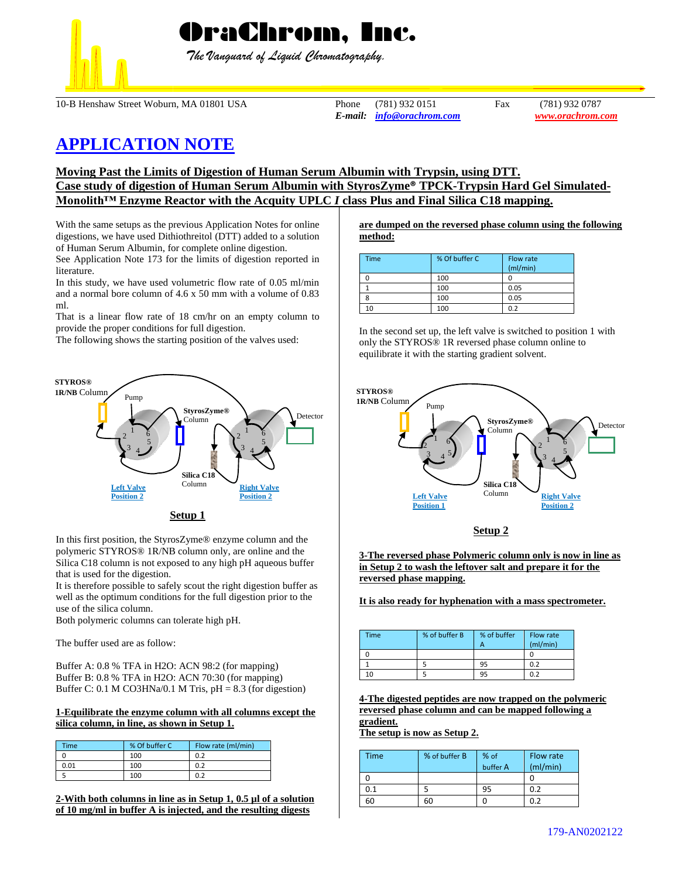# OraChrom, Inc.

*The Vanguard of Liquid Chromatography.*

10-B Henshaw Street Woburn, MA 01801 USA  Phone (781) 932 0151  Fax (781) 932 0787
*E-mail:* info@orachrom.com  www.orachrom.com

# APPLICATION NOTE

## Moving Past the Limits of Digestion of Human Serum Albumin with Trypsin, using DTT. Case study of digestion of Human Serum Albumin with StyrosZyme® TPCK-Trypsin Hard Gel Simulated-Monolith™ Enzyme Reactor with the Acquity UPLC *I* class Plus and Final Silica C18 mapping.

With the same setups as the previous Application Notes for online digestions, we have used Dithiothreitol (DTT) added to a solution of Human Serum Albumin, for complete online digestion.

See Application Note 173 for the limits of digestion reported in literature.

In this study, we have used volumetric flow rate of 0.05 ml/min and a normal bore column of 4.6 x 50 mm with a volume of 0.83 ml.

That is a linear flow rate of 18 cm/hr on an empty column to provide the proper conditions for full digestion.

The following shows the starting position of the valves used:

STYROS® 1R/NB Column, Pump, StyrosZyme® Column, Detector, Silica C18 Column, Left Valve Position 2, Right Valve Position 2

**Setup 1**

In this first position, the StyrosZyme® enzyme column and the polymeric STYROS® 1R/NB column only, are online and the Silica C18 column is not exposed to any high pH aqueous buffer that is used for the digestion.

It is therefore possible to safely scout the right digestion buffer as well as the optimum conditions for the full digestion prior to the use of the silica column.

Both polymeric columns can tolerate high pH.

The buffer used are as follow:

Buffer A: 0.8 % TFA in H2O: ACN 98:2 (for mapping)
Buffer B: 0.8 % TFA in H2O: ACN 70:30 (for mapping)
Buffer C: 0.1 M CO3HNa/0.1 M Tris, pH = 8.3 (for digestion)

**1-Equilibrate the enzyme column with all columns except the silica column, in line, as shown in Setup 1.**

| Time | % Of buffer C | Flow rate (ml/min) |
|---|---|---|
| 0 | 100 | 0.2 |
| 0.01 | 100 | 0.2 |
| 5 | 100 | 0.2 |

**2-With both columns in line as in Setup 1, 0.5 µl of a solution of 10 mg/ml in buffer A is injected, and the resulting digests are dumped on the reversed phase column using the following method:**

| Time | % Of buffer C | Flow rate (ml/min) |
|---|---|---|
| 0 | 100 | 0 |
| 1 | 100 | 0.05 |
| 8 | 100 | 0.05 |
| 10 | 100 | 0.2 |

In the second set up, the left valve is switched to position 1 with only the STYROS® 1R reversed phase column online to equilibrate it with the starting gradient solvent.

STYROS® 1R/NB Column, Pump, StyrosZyme® Column, Detector, Silica C18 Column, Left Valve Position 1, Right Valve Position 2

**Setup 2**

**3-The reversed phase Polymeric column only is now in line as in Setup 2 to wash the leftover salt and prepare it for the reversed phase mapping.**

**It is also ready for hyphenation with a mass spectrometer.**

| Time | % of buffer B | % of buffer A | Flow rate (ml/min) |
|---|---|---|---|
| 0 | | | 0 |
| 1 | 5 | 95 | 0.2 |
| 10 | 5 | 95 | 0.2 |

**4-The digested peptides are now trapped on the polymeric reversed phase column and can be mapped following a gradient.**
**The setup is now as Setup 2.**

| Time | % of buffer B | % of buffer A | Flow rate (ml/min) |
|---|---|---|---|
| 0 | | | 0 |
| 0.1 | 5 | 95 | 0.2 |
| 60 | 60 | 0 | 0.2 |

179-AN0202122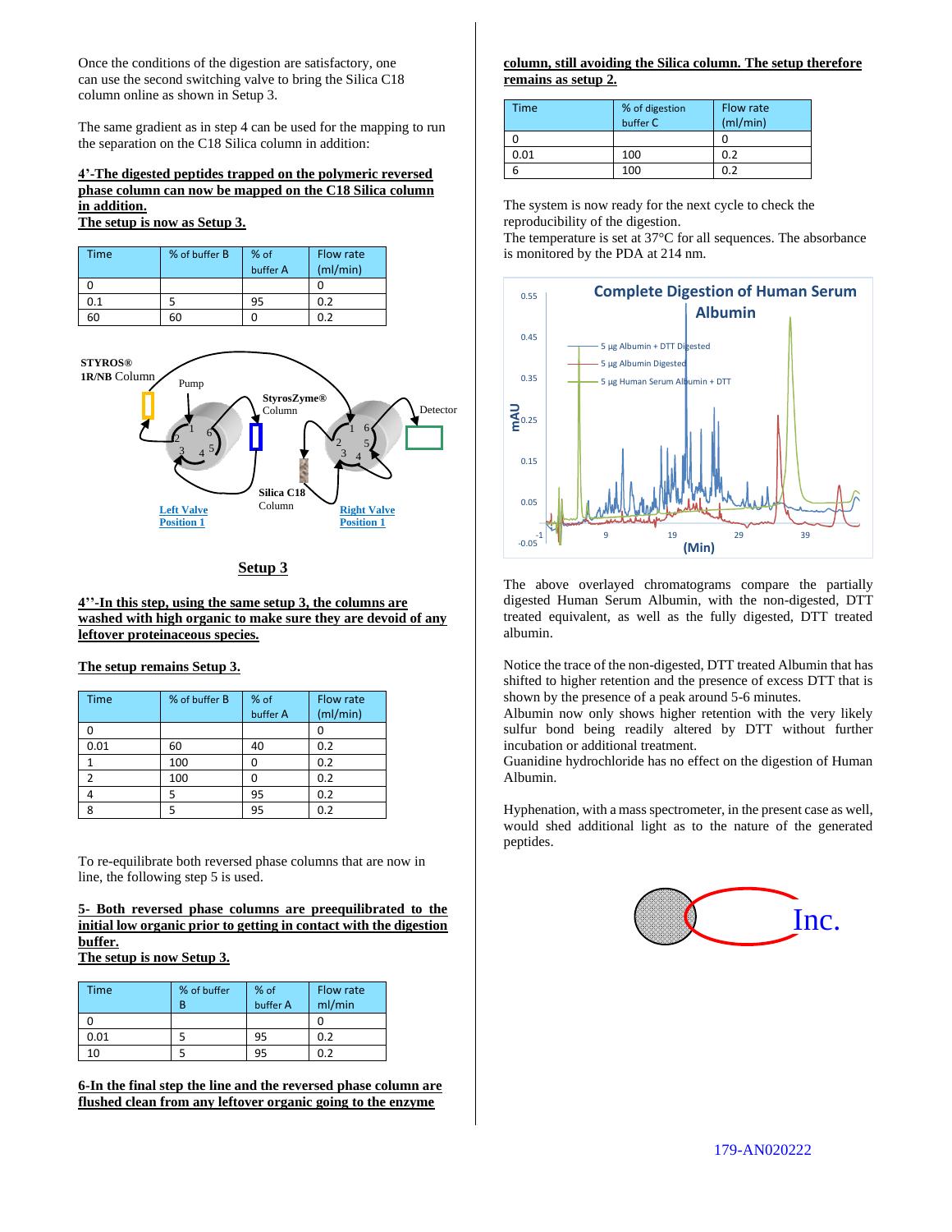Once the conditions of the digestion are satisfactory, one can use the second switching valve to bring the Silica C18 column online as shown in Setup 3.

The same gradient as in step 4 can be used for the mapping to run the separation on the C18 Silica column in addition:

**4'-The digested peptides trapped on the polymeric reversed phase column can now be mapped on the C18 Silica column in addition.**
**The setup is now as Setup 3.**

| Time | % of buffer B | % of buffer A | Flow rate (ml/min) |
|---|---|---|---|
| 0 | | | 0 |
| 0.1 | 5 | 95 | 0.2 |
| 60 | 60 | 0 | 0.2 |

STYROS® 1R/NB Column
Pump
StyrosZyme® Column
Detector
Silica C18 Column
Left Valve Position 1
Right Valve Position 1

**Setup 3**

**4''-In this step, using the same setup 3, the columns are washed with high organic to make sure they are devoid of any leftover proteinaceous species.**

**The setup remains Setup 3.**

| Time | % of buffer B | % of buffer A | Flow rate (ml/min) |
|---|---|---|---|
| 0 | | | 0 |
| 0.01 | 60 | 40 | 0.2 |
| 1 | 100 | 0 | 0.2 |
| 2 | 100 | 0 | 0.2 |
| 4 | 5 | 95 | 0.2 |
| 8 | 5 | 95 | 0.2 |

To re-equilibrate both reversed phase columns that are now in line, the following step 5 is used.

**5- Both reversed phase columns are preequilibrated to the initial low organic prior to getting in contact with the digestion buffer.**
**The setup is now Setup 3.**

| Time | % of buffer B | % of buffer A | Flow rate ml/min |
|---|---|---|---|
| 0 | | | 0 |
| 0.01 | 5 | 95 | 0.2 |
| 10 | 5 | 95 | 0.2 |

**6-In the final step the line and the reversed phase column are flushed clean from any leftover organic going to the enzyme column, still avoiding the Silica column. The setup therefore remains as setup 2.**

| Time | % of digestion buffer C | Flow rate (ml/min) |
|---|---|---|
| 0 | | 0 |
| 0.01 | 100 | 0.2 |
| 6 | 100 | 0.2 |

The system is now ready for the next cycle to check the reproducibility of the digestion.
The temperature is set at 37°C for all sequences. The absorbance is monitored by the PDA at 214 nm.

Complete Digestion of Human Serum Albumin
5 µg Albumin + DTT Digested
5 µg Albumin Digested
5 µg Human Serum Albumin + DTT
mAU
0.55
0.45
0.35
0.25
0.15
0.05
-0.05
-1
9
19
29
39
(Min)

The above overlayed chromatograms compare the partially digested Human Serum Albumin, with the non-digested, DTT treated equivalent, as well as the fully digested, DTT treated albumin.

Notice the trace of the non-digested, DTT treated Albumin that has shifted to higher retention and the presence of excess DTT that is shown by the presence of a peak around 5-6 minutes.
Albumin now only shows higher retention with the very likely sulfur bond being readily altered by DTT without further incubation or additional treatment.
Guanidine hydrochloride has no effect on the digestion of Human Albumin.

Hyphenation, with a mass spectrometer, in the present case as well, would shed additional light as to the nature of the generated peptides.

Inc.

179-AN020222